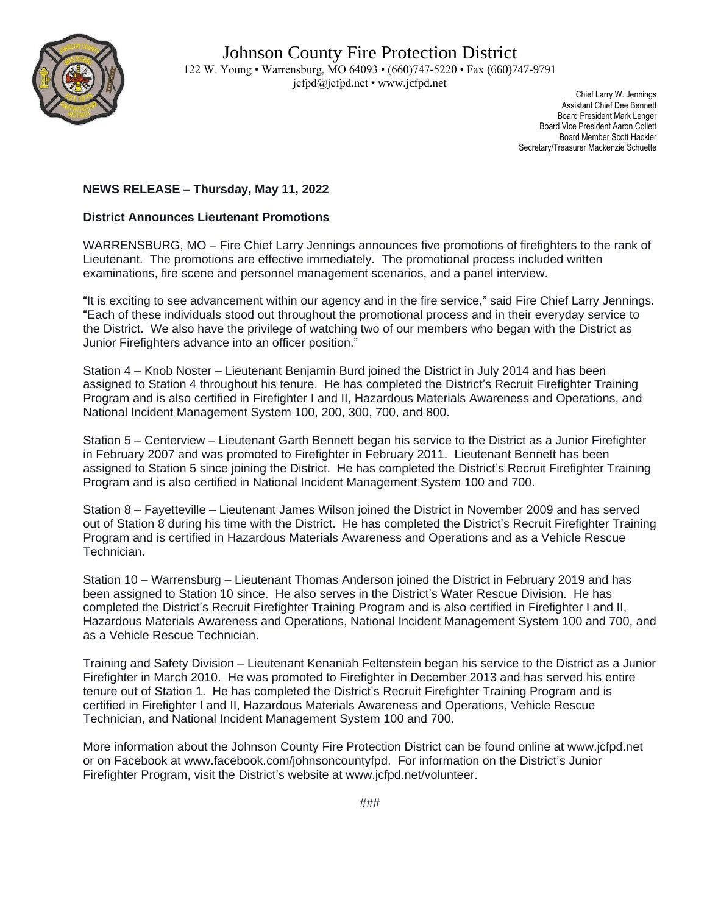# Johnson County Fire Protection District

122 W. Young • Warrensburg, MO 64093 • (660)747-5220 • Fax (660)747-9791
jcfpd@jcfpd.net • www.jcfpd.net

Chief Larry W. Jennings
Assistant Chief Dee Bennett
Board President Mark Lenger
Board Vice President Aaron Collett
Board Member Scott Hackler
Secretary/Treasurer Mackenzie Schuette

**NEWS RELEASE – Thursday, May 11, 2022**

**District Announces Lieutenant Promotions**

WARRENSBURG, MO – Fire Chief Larry Jennings announces five promotions of firefighters to the rank of Lieutenant. The promotions are effective immediately. The promotional process included written examinations, fire scene and personnel management scenarios, and a panel interview.

"It is exciting to see advancement within our agency and in the fire service," said Fire Chief Larry Jennings. "Each of these individuals stood out throughout the promotional process and in their everyday service to the District. We also have the privilege of watching two of our members who began with the District as Junior Firefighters advance into an officer position."

Station 4 – Knob Noster – Lieutenant Benjamin Burd joined the District in July 2014 and has been assigned to Station 4 throughout his tenure. He has completed the District's Recruit Firefighter Training Program and is also certified in Firefighter I and II, Hazardous Materials Awareness and Operations, and National Incident Management System 100, 200, 300, 700, and 800.

Station 5 – Centerview – Lieutenant Garth Bennett began his service to the District as a Junior Firefighter in February 2007 and was promoted to Firefighter in February 2011. Lieutenant Bennett has been assigned to Station 5 since joining the District. He has completed the District's Recruit Firefighter Training Program and is also certified in National Incident Management System 100 and 700.

Station 8 – Fayetteville – Lieutenant James Wilson joined the District in November 2009 and has served out of Station 8 during his time with the District. He has completed the District's Recruit Firefighter Training Program and is certified in Hazardous Materials Awareness and Operations and as a Vehicle Rescue Technician.

Station 10 – Warrensburg – Lieutenant Thomas Anderson joined the District in February 2019 and has been assigned to Station 10 since. He also serves in the District's Water Rescue Division. He has completed the District's Recruit Firefighter Training Program and is also certified in Firefighter I and II, Hazardous Materials Awareness and Operations, National Incident Management System 100 and 700, and as a Vehicle Rescue Technician.

Training and Safety Division – Lieutenant Kenaniah Feltenstein began his service to the District as a Junior Firefighter in March 2010. He was promoted to Firefighter in December 2013 and has served his entire tenure out of Station 1. He has completed the District's Recruit Firefighter Training Program and is certified in Firefighter I and II, Hazardous Materials Awareness and Operations, Vehicle Rescue Technician, and National Incident Management System 100 and 700.

More information about the Johnson County Fire Protection District can be found online at www.jcfpd.net or on Facebook at www.facebook.com/johnsoncountyfpd. For information on the District's Junior Firefighter Program, visit the District's website at www.jcfpd.net/volunteer.

###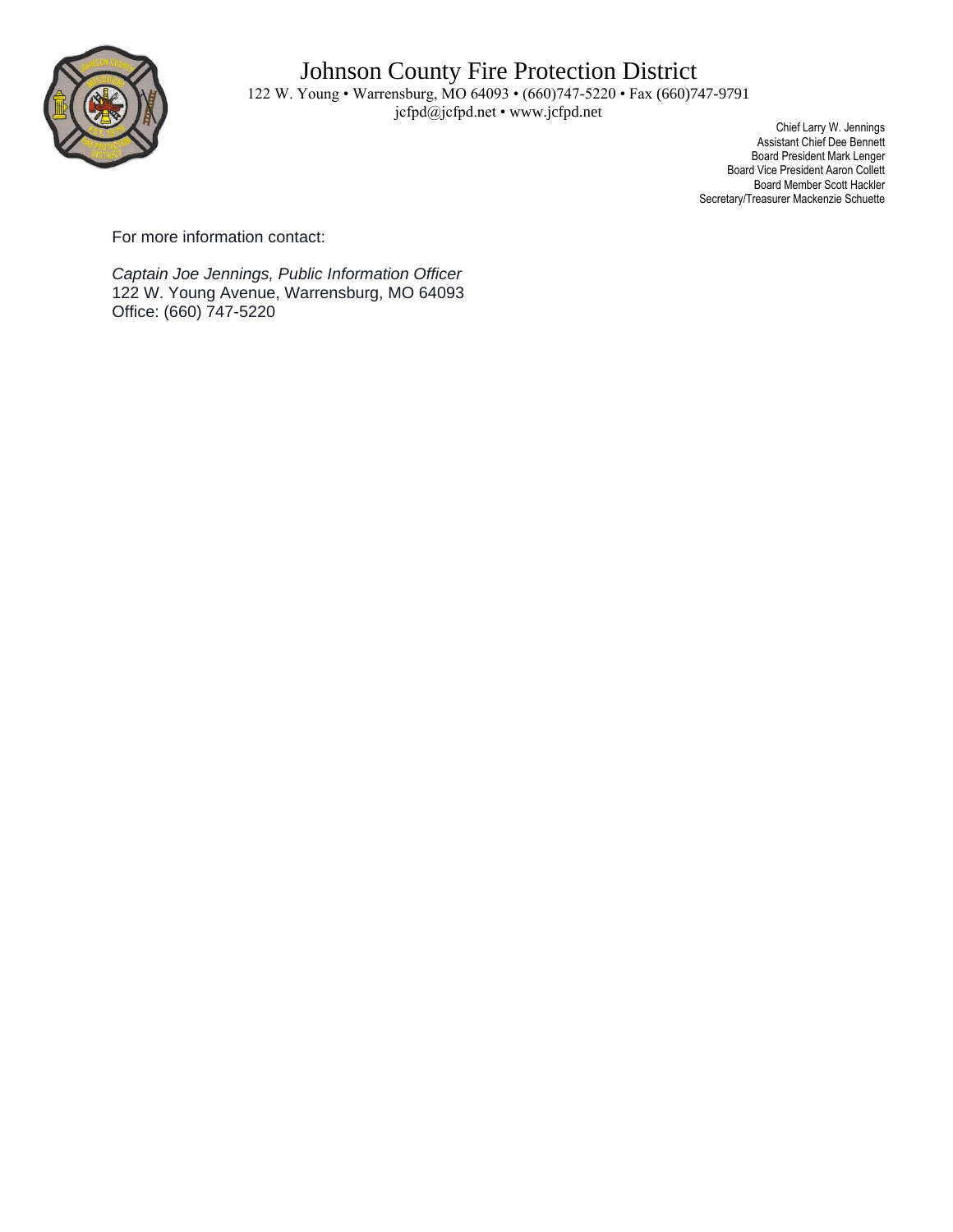# Johnson County Fire Protection District

122 W. Young • Warrensburg, MO 64093 • (660)747-5220 • Fax (660)747-9791
jcfpd@jcfpd.net • www.jcfpd.net

Chief Larry W. Jennings
Assistant Chief Dee Bennett
Board President Mark Lenger
Board Vice President Aaron Collett
Board Member Scott Hackler
Secretary/Treasurer Mackenzie Schuette

For more information contact:

*Captain Joe Jennings, Public Information Officer*
122 W. Young Avenue, Warrensburg, MO 64093
Office: (660) 747-5220